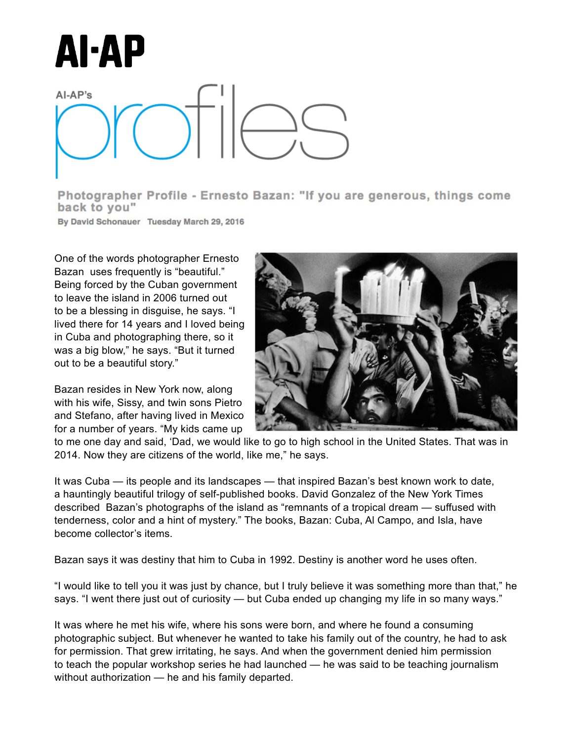# AI-AP

AI-AP's profiles

## Photographer Profile - Ernesto Bazan: "If you are generous, things come back to you"

**By David Schonauer Tuesday March 29, 2016**

One of the words photographer Ernesto Bazan uses frequently is "beautiful." Being forced by the Cuban government to leave the island in 2006 turned out to be a blessing in disguise, he says. "I lived there for 14 years and I loved being in Cuba and photographing there, so it was a big blow," he says. "But it turned out to be a beautiful story."

Bazan resides in New York now, along with his wife, Sissy, and twin sons Pietro and Stefano, after having lived in Mexico for a number of years. "My kids came up to me one day and said, 'Dad, we would like to go to high school in the United States. That was in 2014. Now they are citizens of the world, like me," he says.

It was Cuba — its people and its landscapes — that inspired Bazan's best known work to date, a hauntingly beautiful trilogy of self-published books. David Gonzalez of the New York Times described Bazan's photographs of the island as "remnants of a tropical dream — suffused with tenderness, color and a hint of mystery." The books, Bazan: Cuba, Al Campo, and Isla, have become collector's items.

Bazan says it was destiny that him to Cuba in 1992. Destiny is another word he uses often.

"I would like to tell you it was just by chance, but I truly believe it was something more than that," he says. "I went there just out of curiosity — but Cuba ended up changing my life in so many ways."

It was where he met his wife, where his sons were born, and where he found a consuming photographic subject. But whenever he wanted to take his family out of the country, he had to ask for permission. That grew irritating, he says. And when the government denied him permission to teach the popular workshop series he had launched — he was said to be teaching journalism without authorization — he and his family departed.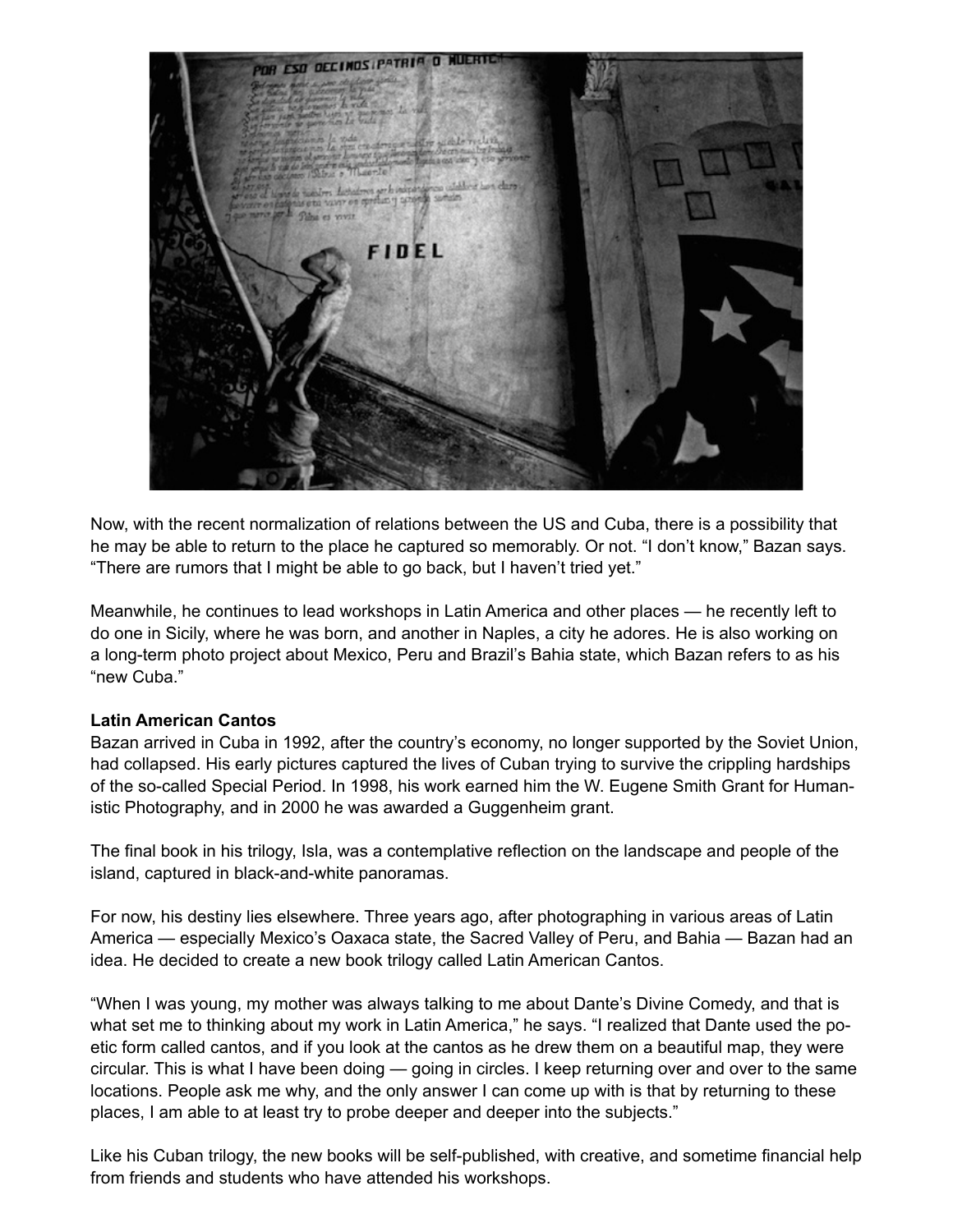Now, with the recent normalization of relations between the US and Cuba, there is a possibility that he may be able to return to the place he captured so memorably. Or not. “I don’t know,” Bazan says. “There are rumors that I might be able to go back, but I haven’t tried yet.”

Meanwhile, he continues to lead workshops in Latin America and other places — he recently left to do one in Sicily, where he was born, and another in Naples, a city he adores. He is also working on a long-term photo project about Mexico, Peru and Brazil’s Bahia state, which Bazan refers to as his “new Cuba.”

**Latin American Cantos**

Bazan arrived in Cuba in 1992, after the country’s economy, no longer supported by the Soviet Union, had collapsed. His early pictures captured the lives of Cuban trying to survive the crippling hardships of the so-called Special Period. In 1998, his work earned him the W. Eugene Smith Grant for Humanistic Photography, and in 2000 he was awarded a Guggenheim grant.

The final book in his trilogy, Isla, was a contemplative reflection on the landscape and people of the island, captured in black-and-white panoramas.

For now, his destiny lies elsewhere. Three years ago, after photographing in various areas of Latin America — especially Mexico’s Oaxaca state, the Sacred Valley of Peru, and Bahia — Bazan had an idea. He decided to create a new book trilogy called Latin American Cantos.

“When I was young, my mother was always talking to me about Dante’s Divine Comedy, and that is what set me to thinking about my work in Latin America,” he says. “I realized that Dante used the poetic form called cantos, and if you look at the cantos as he drew them on a beautiful map, they were circular. This is what I have been doing — going in circles. I keep returning over and over to the same locations. People ask me why, and the only answer I can come up with is that by returning to these places, I am able to at least try to probe deeper and deeper into the subjects.”

Like his Cuban trilogy, the new books will be self-published, with creative, and sometime financial help from friends and students who have attended his workshops.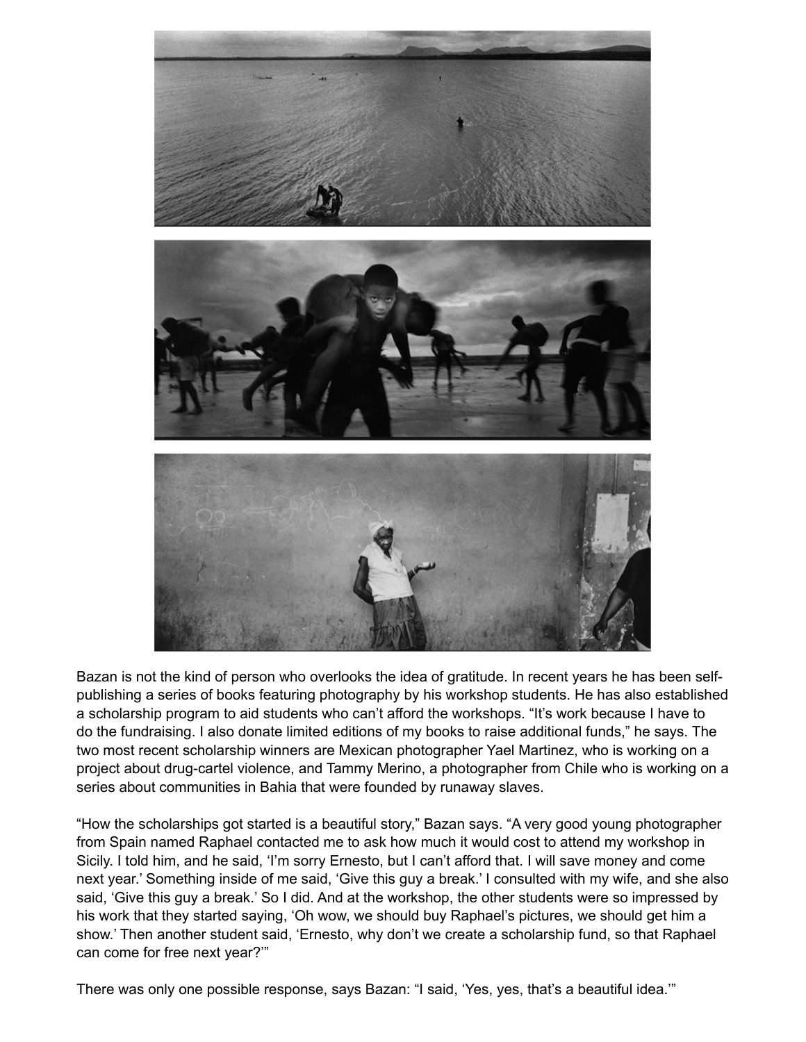Bazan is not the kind of person who overlooks the idea of gratitude. In recent years he has been self-publishing a series of books featuring photography by his workshop students. He has also established a scholarship program to aid students who can't afford the workshops. "It's work because I have to do the fundraising. I also donate limited editions of my books to raise additional funds," he says. The two most recent scholarship winners are Mexican photographer Yael Martinez, who is working on a project about drug-cartel violence, and Tammy Merino, a photographer from Chile who is working on a series about communities in Bahia that were founded by runaway slaves.

"How the scholarships got started is a beautiful story," Bazan says. "A very good young photographer from Spain named Raphael contacted me to ask how much it would cost to attend my workshop in Sicily. I told him, and he said, 'I'm sorry Ernesto, but I can't afford that. I will save money and come next year.' Something inside of me said, 'Give this guy a break.' I consulted with my wife, and she also said, 'Give this guy a break.' So I did. And at the workshop, the other students were so impressed by his work that they started saying, 'Oh wow, we should buy Raphael's pictures, we should get him a show.' Then another student said, 'Ernesto, why don't we create a scholarship fund, so that Raphael can come for free next year?'"

There was only one possible response, says Bazan: "I said, 'Yes, yes, that's a beautiful idea.'"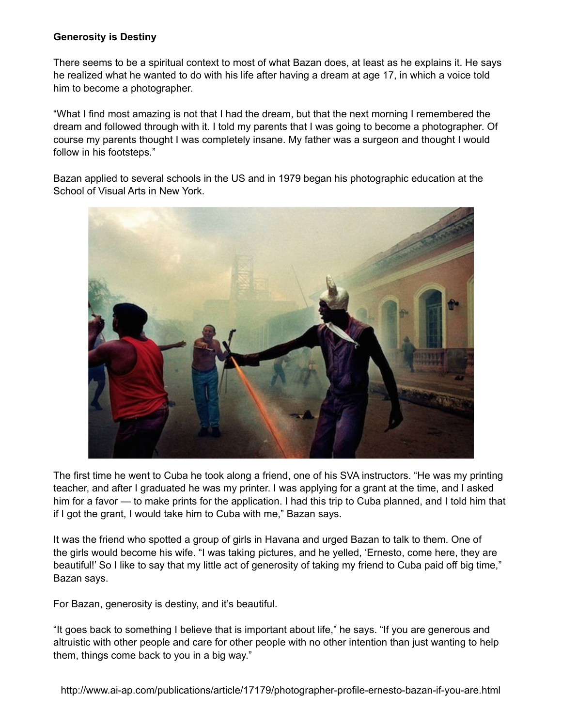**Generosity is Destiny**

There seems to be a spiritual context to most of what Bazan does, at least as he explains it. He says he realized what he wanted to do with his life after having a dream at age 17, in which a voice told him to become a photographer.

"What I find most amazing is not that I had the dream, but that the next morning I remembered the dream and followed through with it. I told my parents that I was going to become a photographer. Of course my parents thought I was completely insane. My father was a surgeon and thought I would follow in his footsteps."

Bazan applied to several schools in the US and in 1979 began his photographic education at the School of Visual Arts in New York.

The first time he went to Cuba he took along a friend, one of his SVA instructors. "He was my printing teacher, and after I graduated he was my printer. I was applying for a grant at the time, and I asked him for a favor — to make prints for the application. I had this trip to Cuba planned, and I told him that if I got the grant, I would take him to Cuba with me," Bazan says.

It was the friend who spotted a group of girls in Havana and urged Bazan to talk to them. One of the girls would become his wife. "I was taking pictures, and he yelled, 'Ernesto, come here, they are beautiful!' So I like to say that my little act of generosity of taking my friend to Cuba paid off big time," Bazan says.

For Bazan, generosity is destiny, and it's beautiful.

"It goes back to something I believe that is important about life," he says. "If you are generous and altruistic with other people and care for other people with no other intention than just wanting to help them, things come back to you in a big way."

http://www.ai-ap.com/publications/article/17179/photographer-profile-ernesto-bazan-if-you-are.html